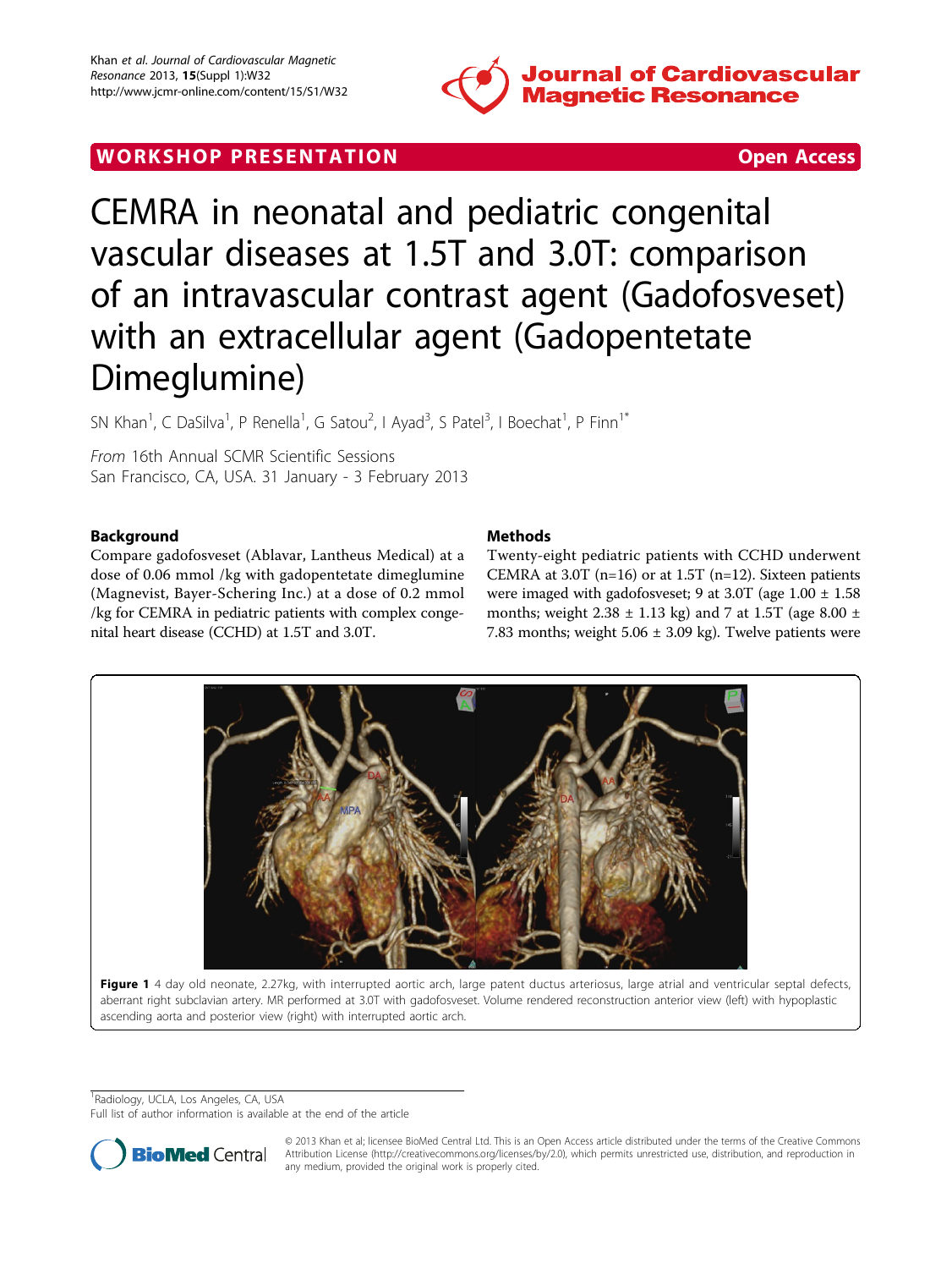WORKSHOP PRESENTATION

Open Access

# CEMRA in neonatal and pediatric congenital vascular diseases at 1.5T and 3.0T: comparison of an intravascular contrast agent (Gadofosveset) with an extracellular agent (Gadopentetate Dimeglumine)

SN Khan[1], C DaSilva[1], P Renella[1], G Satou[2], I Ayad[3], S Patel[3], I Boechat[1], P Finn[1*]

*From* 16th Annual SCMR Scientific Sessions
San Francisco, CA, USA. 31 January - 3 February 2013

## Background

Compare gadofosveset (Ablavar, Lantheus Medical) at a dose of 0.06 mmol /kg with gadopentetate dimeglumine (Magnevist, Bayer-Schering Inc.) at a dose of 0.2 mmol /kg for CEMRA in pediatric patients with complex congenital heart disease (CCHD) at 1.5T and 3.0T.

## Methods

Twenty-eight pediatric patients with CCHD underwent CEMRA at 3.0T (n=16) or at 1.5T (n=12). Sixteen patients were imaged with gadofosveset; 9 at 3.0T (age 1.00 ± 1.58 months; weight 2.38 ± 1.13 kg) and 7 at 1.5T (age 8.00 ± 7.83 months; weight 5.06 ± 3.09 kg). Twelve patients were

**Figure 1** 4 day old neonate, 2.27kg, with interrupted aortic arch, large patent ductus arteriosus, large atrial and ventricular septal defects, aberrant right subclavian artery. MR performed at 3.0T with gadofosveset. Volume rendered reconstruction anterior view (left) with hypoplastic ascending aorta and posterior view (right) with interrupted aortic arch.

[1]Radiology, UCLA, Los Angeles, CA, USA
Full list of author information is available at the end of the article

© 2013 Khan et al; licensee BioMed Central Ltd. This is an Open Access article distributed under the terms of the Creative Commons Attribution License (http://creativecommons.org/licenses/by/2.0), which permits unrestricted use, distribution, and reproduction in any medium, provided the original work is properly cited.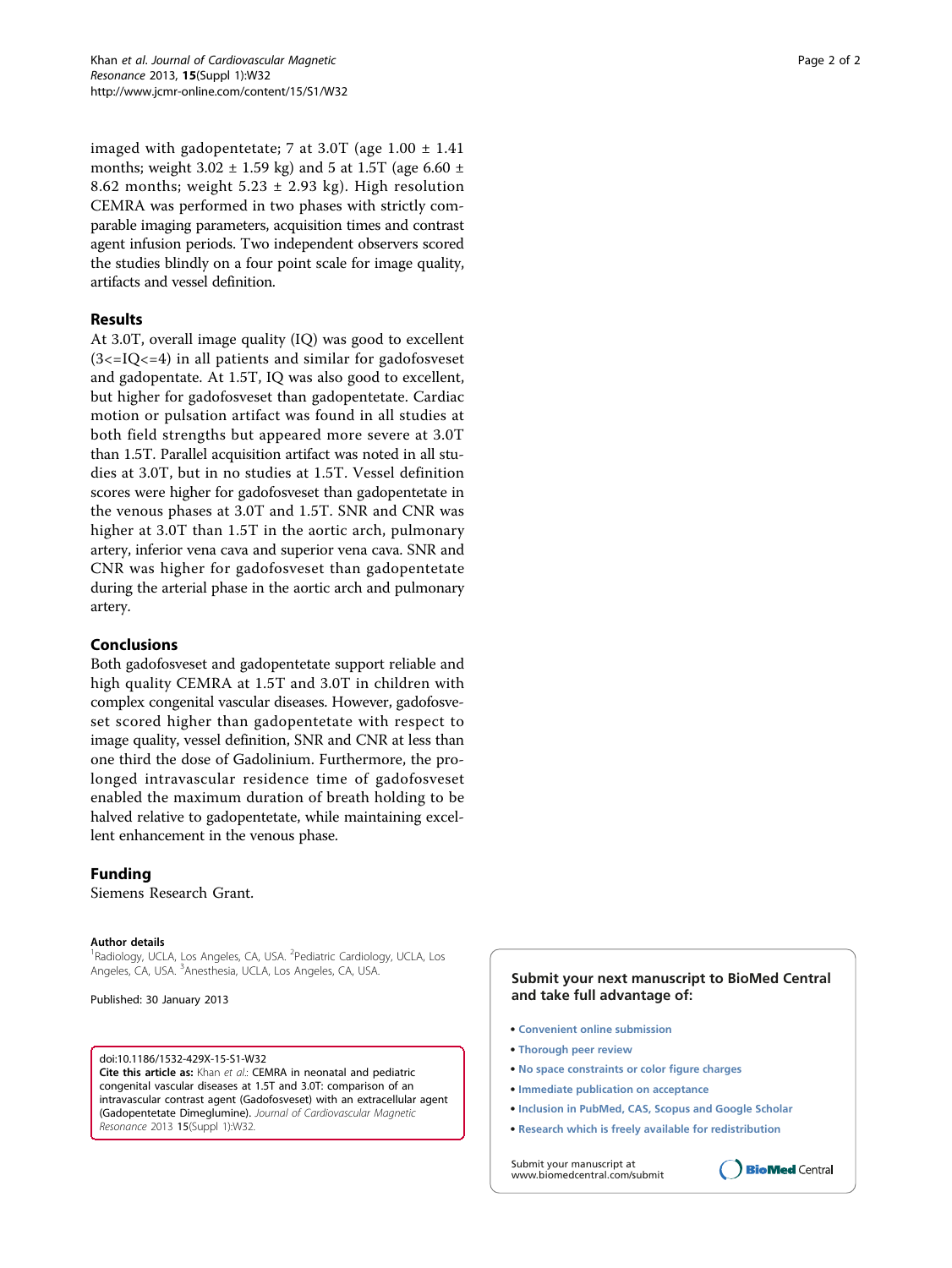imaged with gadopentetate; 7 at 3.0T (age 1.00 ± 1.41 months; weight 3.02 ± 1.59 kg) and 5 at 1.5T (age 6.60 ± 8.62 months; weight 5.23 ± 2.93 kg). High resolution CEMRA was performed in two phases with strictly comparable imaging parameters, acquisition times and contrast agent infusion periods. Two independent observers scored the studies blindly on a four point scale for image quality, artifacts and vessel definition.

## Results

At 3.0T, overall image quality (IQ) was good to excellent (3<=IQ<=4) in all patients and similar for gadofosveset and gadopentate. At 1.5T, IQ was also good to excellent, but higher for gadofosveset than gadopentetate. Cardiac motion or pulsation artifact was found in all studies at both field strengths but appeared more severe at 3.0T than 1.5T. Parallel acquisition artifact was noted in all studies at 3.0T, but in no studies at 1.5T. Vessel definition scores were higher for gadofosveset than gadopentetate in the venous phases at 3.0T and 1.5T. SNR and CNR was higher at 3.0T than 1.5T in the aortic arch, pulmonary artery, inferior vena cava and superior vena cava. SNR and CNR was higher for gadofosveset than gadopentetate during the arterial phase in the aortic arch and pulmonary artery.

## Conclusions

Both gadofosveset and gadopentetate support reliable and high quality CEMRA at 1.5T and 3.0T in children with complex congenital vascular diseases. However, gadofosveset scored higher than gadopentetate with respect to image quality, vessel definition, SNR and CNR at less than one third the dose of Gadolinium. Furthermore, the prolonged intravascular residence time of gadofosveset enabled the maximum duration of breath holding to be halved relative to gadopentetate, while maintaining excellent enhancement in the venous phase.

## Funding

Siemens Research Grant.

**Author details**

[1]Radiology, UCLA, Los Angeles, CA, USA. [2]Pediatric Cardiology, UCLA, Los Angeles, CA, USA. [3]Anesthesia, UCLA, Los Angeles, CA, USA.

Published: 30 January 2013

doi:10.1186/1532-429X-15-S1-W32

**Cite this article as:** Khan *et al.*: CEMRA in neonatal and pediatric congenital vascular diseases at 1.5T and 3.0T: comparison of an intravascular contrast agent (Gadofosveset) with an extracellular agent (Gadopentetate Dimeglumine). *Journal of Cardiovascular Magnetic Resonance* 2013 **15**(Suppl 1):W32.

**Submit your next manuscript to BioMed Central and take full advantage of:**

- Convenient online submission
- Thorough peer review
- No space constraints or color figure charges
- Immediate publication on acceptance
- Inclusion in PubMed, CAS, Scopus and Google Scholar
- Research which is freely available for redistribution

Submit your manuscript at www.biomedcentral.com/submit

BioMed Central